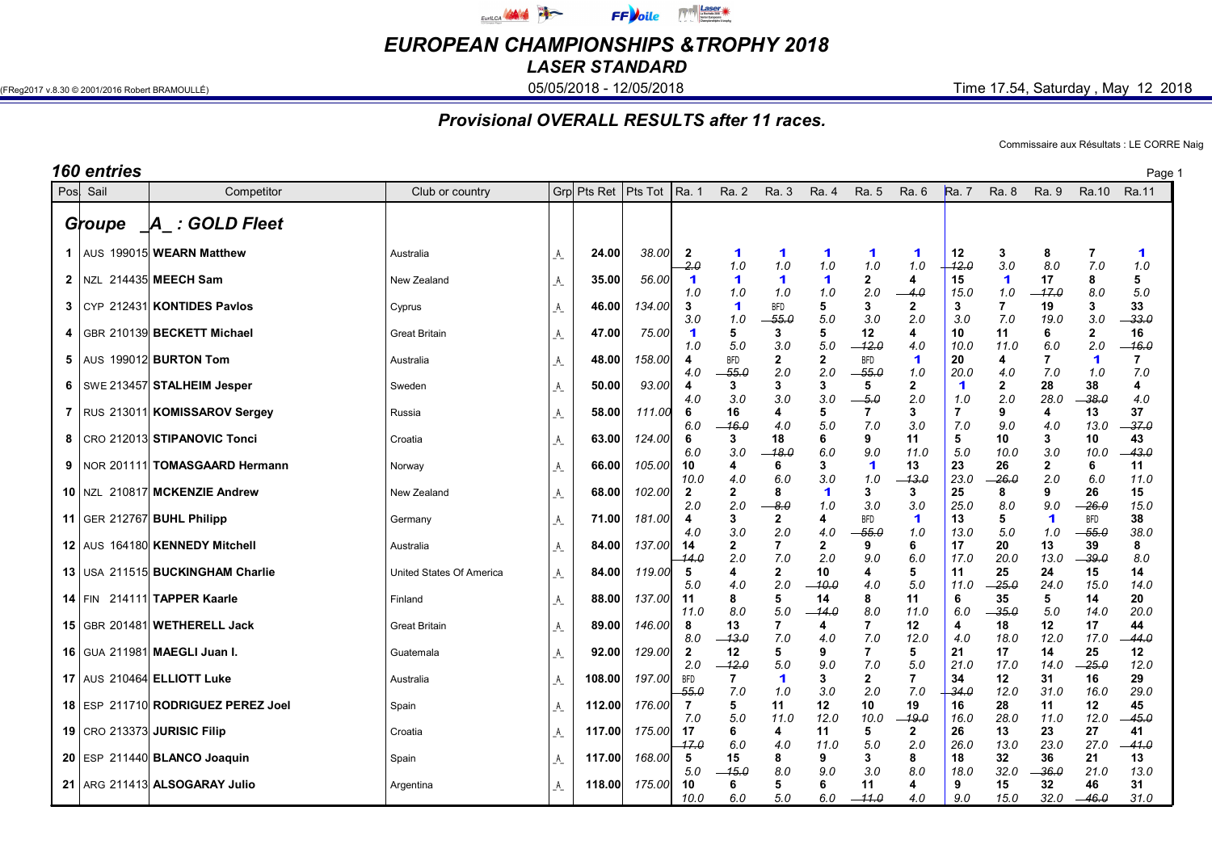# EUROPEAN CHAMPIONSHIPS &TROPHY 2018

## LASER STANDARD

(FReg2017 v.8.30 © 2001/2016 Robert BRAMOULLÉ) 05/05/2018 - 12/05/2018 Time 17.54, Saturday , May 12 2018

### Provisional OVERALL RESULTS after 11 races.

Commissaire aux Résultats : LE CORRE Naig

**160 entries**

| Pos | Sail | Competitor | Club or country | Grp | Pts Ret | Pts Tot | Ra. 1 | Ra. 2 | Ra. 3 | Ra. 4 | Ra. 5 | Ra. 6 | Ra. 7 | Ra. 8 | Ra. 9 | Ra.10 | Ra.11 |
|---|---|---|---|---|---|---|---|---|---|---|---|---|---|---|---|---|---|
| **Groupe _A_ : GOLD Fleet** | | | | | | | | | | | | | | | | | |
| 1 | AUS 199015 | **WEARN Matthew** | Australia | _A_ | 24.00 | 38.00 | 2 ~~2.0~~ | 1 1.0 | 1 1.0 | 1 1.0 | 1 1.0 | 1 1.0 | 12 ~~12.0~~ | 3 3.0 | 8 8.0 | 7 7.0 | 1 1.0 |
| 2 | NZL 214435 | **MEECH Sam** | New Zealand | _A_ | 35.00 | 56.00 | 1 1.0 | 1 1.0 | 1 1.0 | 1 1.0 | 2 2.0 | 4 ~~4.0~~ | 15 15.0 | 1 1.0 | 17 ~~17.0~~ | 8 8.0 | 5 5.0 |
| 3 | CYP 212431 | **KONTIDES Pavlos** | Cyprus | _A_ | 46.00 | 134.00 | 3 3.0 | 1 1.0 | BFD ~~55.0~~ | 5 5.0 | 3 3.0 | 2 2.0 | 3 3.0 | 7 7.0 | 19 19.0 | 3 3.0 | 33 ~~33.0~~ |
| 4 | GBR 210139 | **BECKETT Michael** | Great Britain | _A_ | 47.00 | 75.00 | 1 1.0 | 5 5.0 | 3 3.0 | 5 5.0 | 12 ~~12.0~~ | 4 4.0 | 10 10.0 | 11 11.0 | 6 6.0 | 2 2.0 | 16 ~~16.0~~ |
| 5 | AUS 199012 | **BURTON Tom** | Australia | _A_ | 48.00 | 158.00 | 4 4.0 | BFD ~~55.0~~ | 2 2.0 | 2 2.0 | BFD ~~55.0~~ | 1 1.0 | 20 20.0 | 4 4.0 | 7 7.0 | 1 1.0 | 7 7.0 |
| 6 | SWE 213457 | **STALHEIM Jesper** | Sweden | _A_ | 50.00 | 93.00 | 4 4.0 | 3 3.0 | 3 3.0 | 3 3.0 | 5 ~~5.0~~ | 2 2.0 | 1 1.0 | 2 2.0 | 28 28.0 | 38 ~~38.0~~ | 4 4.0 |
| 7 | RUS 213011 | **KOMISSAROV Sergey** | Russia | _A_ | 58.00 | 111.00 | 6 6.0 | 16 ~~16.0~~ | 4 4.0 | 5 5.0 | 7 7.0 | 3 3.0 | 7 7.0 | 9 9.0 | 4 4.0 | 13 13.0 | 37 ~~37.0~~ |
| 8 | CRO 212013 | **STIPANOVIC Tonci** | Croatia | _A_ | 63.00 | 124.00 | 6 6.0 | 3 3.0 | 18 ~~18.0~~ | 6 6.0 | 9 9.0 | 11 11.0 | 5 5.0 | 10 10.0 | 3 3.0 | 10 10.0 | 43 ~~43.0~~ |
| 9 | NOR 201111 | **TOMASGAARD Hermann** | Norway | _A_ | 66.00 | 105.00 | 10 10.0 | 4 4.0 | 6 6.0 | 3 3.0 | 1 1.0 | 13 ~~13.0~~ | 23 23.0 | 26 ~~26.0~~ | 2 2.0 | 6 6.0 | 11 11.0 |
| 10 | NZL 210817 | **MCKENZIE Andrew** | New Zealand | _A_ | 68.00 | 102.00 | 2 2.0 | 2 2.0 | 8 ~~8.0~~ | 1 1.0 | 3 3.0 | 3 3.0 | 25 25.0 | 8 8.0 | 9 9.0 | 26 ~~26.0~~ | 15 15.0 |
| 11 | GER 212767 | **BUHL Philipp** | Germany | _A_ | 71.00 | 181.00 | 4 4.0 | 3 3.0 | 2 2.0 | 4 4.0 | BFD ~~55.0~~ | 1 1.0 | 13 13.0 | 5 5.0 | 1 1.0 | BFD ~~55.0~~ | 38 38.0 |
| 12 | AUS 164180 | **KENNEDY Mitchell** | Australia | _A_ | 84.00 | 137.00 | 14 ~~14.0~~ | 2 2.0 | 7 7.0 | 2 2.0 | 9 9.0 | 6 6.0 | 17 17.0 | 20 20.0 | 13 13.0 | 39 ~~39.0~~ | 8 8.0 |
| 13 | USA 211515 | **BUCKINGHAM Charlie** | United States Of America | _A_ | 84.00 | 119.00 | 5 5.0 | 4 4.0 | 2 2.0 | 10 ~~10.0~~ | 4 4.0 | 5 5.0 | 11 11.0 | 25 ~~25.0~~ | 24 24.0 | 15 15.0 | 14 14.0 |
| 14 | FIN 214111 | **TAPPER Kaarle** | Finland | _A_ | 88.00 | 137.00 | 11 11.0 | 8 8.0 | 5 5.0 | 14 ~~14.0~~ | 8 8.0 | 11 11.0 | 6 6.0 | 35 ~~35.0~~ | 5 5.0 | 14 14.0 | 20 20.0 |
| 15 | GBR 201481 | **WETHERELL Jack** | Great Britain | _A_ | 89.00 | 146.00 | 8 8.0 | 13 ~~13.0~~ | 7 7.0 | 4 4.0 | 7 7.0 | 12 12.0 | 4 4.0 | 18 18.0 | 12 12.0 | 17 17.0 | 44 ~~44.0~~ |
| 16 | GUA 211981 | **MAEGLI Juan I.** | Guatemala | _A_ | 92.00 | 129.00 | 2 2.0 | 12 ~~12.0~~ | 5 5.0 | 9 9.0 | 7 7.0 | 5 5.0 | 21 21.0 | 17 17.0 | 14 14.0 | 25 ~~25.0~~ | 12 12.0 |
| 17 | AUS 210464 | **ELLIOTT Luke** | Australia | _A_ | 108.00 | 197.00 | BFD ~~55.0~~ | 7 7.0 | 1 1.0 | 3 3.0 | 2 2.0 | 7 7.0 | 34 ~~34.0~~ | 12 12.0 | 31 31.0 | 16 16.0 | 29 29.0 |
| 18 | ESP 211710 | **RODRIGUEZ PEREZ Joel** | Spain | _A_ | 112.00 | 176.00 | 7 7.0 | 5 5.0 | 11 11.0 | 12 12.0 | 10 10.0 | 19 ~~19.0~~ | 16 16.0 | 28 28.0 | 11 11.0 | 12 12.0 | 45 ~~45.0~~ |
| 19 | CRO 213373 | **JURISIC Filip** | Croatia | _A_ | 117.00 | 175.00 | 17 ~~17.0~~ | 6 6.0 | 4 4.0 | 11 11.0 | 5 5.0 | 2 2.0 | 26 26.0 | 13 13.0 | 23 23.0 | 27 27.0 | 41 ~~41.0~~ |
| 20 | ESP 211440 | **BLANCO Joaquin** | Spain | _A_ | 117.00 | 168.00 | 5 5.0 | 15 ~~15.0~~ | 8 8.0 | 9 9.0 | 3 3.0 | 8 8.0 | 18 18.0 | 32 32.0 | 36 ~~36.0~~ | 21 21.0 | 13 13.0 |
| 21 | ARG 211413 | **ALSOGARAY Julio** | Argentina | _A_ | 118.00 | 175.00 | 10 10.0 | 6 6.0 | 5 5.0 | 6 6.0 | 11 ~~11.0~~ | 4 4.0 | 9 9.0 | 15 15.0 | 32 32.0 | 46 ~~46.0~~ | 31 31.0 |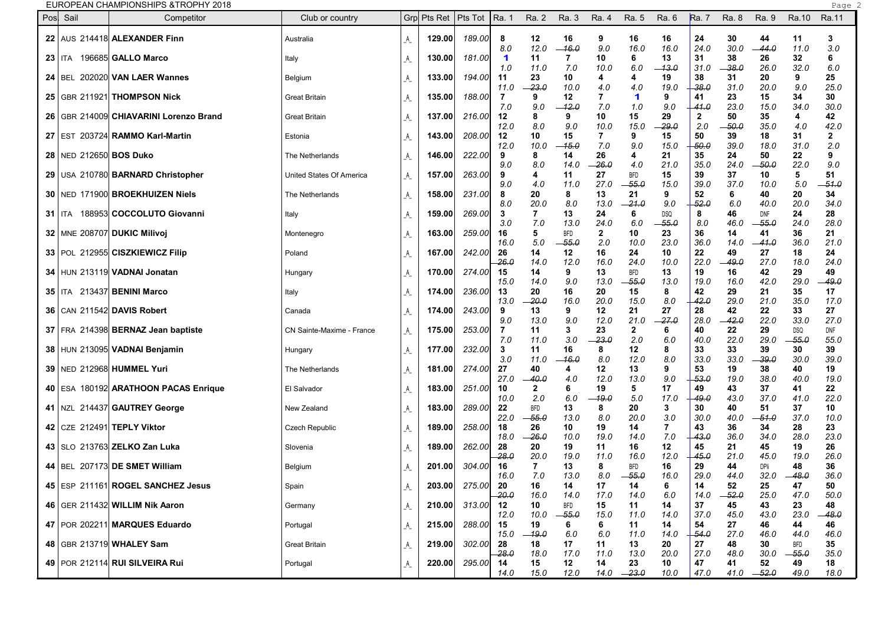EUROPEAN CHAMPIONSHIPS &TROPHY 2018

| Pos | Sail | Competitor | Club or country | Grp | Pts Ret | Pts Tot | Ra. 1 | Ra. 2 | Ra. 3 | Ra. 4 | Ra. 5 | Ra. 6 | Ra. 7 | Ra. 8 | Ra. 9 | Ra.10 | Ra.11 |
|---|---|---|---|---|---|---|---|---|---|---|---|---|---|---|---|---|---|
| 22 | AUS 214418 | **ALEXANDER Finn** | Australia | A | 129.00 | 189.00 | 8<br>8.0 | 12<br>12.0 | 16<br>~~16.0~~ | 9<br>9.0 | 16<br>16.0 | 16<br>16.0 | 24<br>24.0 | 30<br>30.0 | 44<br>~~44.0~~ | 11<br>11.0 | 3<br>3.0 |
| 23 | ITA 196685 | **GALLO Marco** | Italy | A | 130.00 | 181.00 | 1<br>1.0 | 11<br>11.0 | 7<br>7.0 | 10<br>10.0 | 6<br>6.0 | 13<br>~~13.0~~ | 31<br>31.0 | 38<br>~~38.0~~ | 26<br>26.0 | 32<br>32.0 | 6<br>6.0 |
| 24 | BEL 202020 | **VAN LAER Wannes** | Belgium | A | 133.00 | 194.00 | 11<br>11.0 | 23<br>~~23.0~~ | 10<br>10.0 | 4<br>4.0 | 4<br>4.0 | 19<br>19.0 | 38<br>~~38.0~~ | 31<br>31.0 | 20<br>20.0 | 9<br>9.0 | 25<br>25.0 |
| 25 | GBR 211921 | **THOMPSON Nick** | Great Britain | A | 135.00 | 188.00 | 7<br>7.0 | 9<br>9.0 | 12<br>~~12.0~~ | 7<br>7.0 | 1<br>1.0 | 9<br>9.0 | 41<br>~~41.0~~ | 23<br>23.0 | 15<br>15.0 | 34<br>34.0 | 30<br>30.0 |
| 26 | GBR 214009 | **CHIAVARINI Lorenzo Brand** | Great Britain | A | 137.00 | 216.00 | 12<br>12.0 | 8<br>8.0 | 9<br>9.0 | 10<br>10.0 | 15<br>15.0 | 29<br>~~29.0~~ | 2<br>2.0 | 50<br>~~50.0~~ | 35<br>35.0 | 4<br>4.0 | 42<br>42.0 |
| 27 | EST 203724 | **RAMMO Karl-Martin** | Estonia | A | 143.00 | 208.00 | 12<br>12.0 | 10<br>10.0 | 15<br>~~15.0~~ | 7<br>7.0 | 9<br>9.0 | 15<br>15.0 | 50<br>~~50.0~~ | 39<br>39.0 | 18<br>18.0 | 31<br>31.0 | 2<br>2.0 |
| 28 | NED 212650 | **BOS Duko** | The Netherlands | A | 146.00 | 222.00 | 9<br>9.0 | 8<br>8.0 | 14<br>14.0 | 26<br>~~26.0~~ | 4<br>4.0 | 21<br>21.0 | 35<br>35.0 | 24<br>24.0 | 50<br>~~50.0~~ | 22<br>22.0 | 9<br>9.0 |
| 29 | USA 210780 | **BARNARD Christopher** | United States Of America | A | 157.00 | 263.00 | 9<br>9.0 | 4<br>4.0 | 11<br>11.0 | 27<br>27.0 | BFD<br>~~55.0~~ | 15<br>15.0 | 39<br>39.0 | 37<br>37.0 | 10<br>10.0 | 5<br>5.0 | 51<br>~~51.0~~ |
| 30 | NED 171900 | **BROEKHUIZEN Niels** | The Netherlands | A | 158.00 | 231.00 | 8<br>8.0 | 20<br>20.0 | 8<br>8.0 | 13<br>13.0 | 21<br>~~21.0~~ | 9<br>9.0 | 52<br>~~52.0~~ | 6<br>6.0 | 40<br>40.0 | 20<br>20.0 | 34<br>34.0 |
| 31 | ITA 188953 | **COCCOLUTO Giovanni** | Italy | A | 159.00 | 269.00 | 3<br>3.0 | 7<br>7.0 | 13<br>13.0 | 24<br>24.0 | 6<br>6.0 | DSQ<br>~~55.0~~ | 8<br>8.0 | 46<br>46.0 | DNF<br>~~55.0~~ | 24<br>24.0 | 28<br>28.0 |
| 32 | MNE 208707 | **DUKIC Milivoj** | Montenegro | A | 163.00 | 259.00 | 16<br>16.0 | 5<br>5.0 | BFD<br>~~55.0~~ | 2<br>2.0 | 10<br>10.0 | 23<br>23.0 | 36<br>36.0 | 14<br>14.0 | 41<br>~~41.0~~ | 36<br>36.0 | 21<br>21.0 |
| 33 | POL 212955 | **CISZKIEWICZ Filip** | Poland | A | 167.00 | 242.00 | 26<br>~~26.0~~ | 14<br>14.0 | 12<br>12.0 | 16<br>16.0 | 24<br>24.0 | 10<br>10.0 | 22<br>22.0 | 49<br>~~49.0~~ | 27<br>27.0 | 18<br>18.0 | 24<br>24.0 |
| 34 | HUN 213119 | **VADNAI Jonatan** | Hungary | A | 170.00 | 274.00 | 15<br>15.0 | 14<br>14.0 | 9<br>9.0 | 13<br>13.0 | BFD<br>~~55.0~~ | 13<br>13.0 | 19<br>19.0 | 16<br>16.0 | 42<br>42.0 | 29<br>29.0 | 49<br>~~49.0~~ |
| 35 | ITA 213437 | **BENINI Marco** | Italy | A | 174.00 | 236.00 | 13<br>13.0 | 20<br>~~20.0~~ | 16<br>16.0 | 20<br>20.0 | 15<br>15.0 | 8<br>8.0 | 42<br>~~42.0~~ | 29<br>29.0 | 21<br>21.0 | 35<br>35.0 | 17<br>17.0 |
| 36 | CAN 211542 | **DAVIS Robert** | Canada | A | 174.00 | 243.00 | 9<br>9.0 | 13<br>13.0 | 9<br>9.0 | 12<br>12.0 | 21<br>21.0 | 27<br>~~27.0~~ | 28<br>28.0 | 42<br>~~42.0~~ | 22<br>22.0 | 33<br>33.0 | 27<br>27.0 |
| 37 | FRA 214398 | **BERNAZ Jean baptiste** | CN Sainte-Maxime - France | A | 175.00 | 253.00 | 7<br>7.0 | 11<br>11.0 | 3<br>3.0 | 23<br>~~23.0~~ | 2<br>2.0 | 6<br>6.0 | 40<br>40.0 | 22<br>22.0 | 29<br>29.0 | DSQ<br>~~55.0~~ | DNF<br>55.0 |
| 38 | HUN 213095 | **VADNAI Benjamin** | Hungary | A | 177.00 | 232.00 | 3<br>3.0 | 11<br>11.0 | 16<br>~~16.0~~ | 8<br>8.0 | 12<br>12.0 | 8<br>8.0 | 33<br>33.0 | 33<br>33.0 | 39<br>~~39.0~~ | 30<br>30.0 | 39<br>39.0 |
| 39 | NED 212968 | **HUMMEL Yuri** | The Netherlands | A | 181.00 | 274.00 | 27<br>27.0 | 40<br>~~40.0~~ | 4<br>4.0 | 12<br>12.0 | 13<br>13.0 | 9<br>9.0 | 53<br>~~53.0~~ | 19<br>19.0 | 38<br>38.0 | 40<br>40.0 | 19<br>19.0 |
| 40 | ESA 180192 | **ARATHOON PACAS Enrique** | El Salvador | A | 183.00 | 251.00 | 10<br>10.0 | 2<br>2.0 | 6<br>6.0 | 19<br>~~19.0~~ | 5<br>5.0 | 17<br>17.0 | 49<br>~~49.0~~ | 43<br>43.0 | 37<br>37.0 | 41<br>41.0 | 22<br>22.0 |
| 41 | NZL 214437 | **GAUTREY George** | New Zealand | A | 183.00 | 289.00 | 22<br>22.0 | BFD<br>~~55.0~~ | 13<br>13.0 | 8<br>8.0 | 20<br>20.0 | 3<br>3.0 | 30<br>30.0 | 40<br>40.0 | 51<br>~~51.0~~ | 37<br>37.0 | 10<br>10.0 |
| 42 | CZE 212491 | **TEPLY Viktor** | Czech Republic | A | 189.00 | 258.00 | 18<br>18.0 | 26<br>~~26.0~~ | 10<br>10.0 | 19<br>19.0 | 14<br>14.0 | 7<br>7.0 | 43<br>~~43.0~~ | 36<br>36.0 | 34<br>34.0 | 28<br>28.0 | 23<br>23.0 |
| 43 | SLO 213763 | **ZELKO Zan Luka** | Slovenia | A | 189.00 | 262.00 | 28<br>~~28.0~~ | 20<br>20.0 | 19<br>19.0 | 11<br>11.0 | 16<br>16.0 | 12<br>12.0 | 45<br>~~45.0~~ | 21<br>21.0 | 45<br>45.0 | 19<br>19.0 | 26<br>26.0 |
| 44 | BEL 207173 | **DE SMET William** | Belgium | A | 201.00 | 304.00 | 16<br>16.0 | 7<br>7.0 | 13<br>13.0 | 8<br>8.0 | BFD<br>~~55.0~~ | 16<br>16.0 | 29<br>29.0 | 44<br>44.0 | DPI<br>32.0 | 48<br>~~48.0~~ | 36<br>36.0 |
| 45 | ESP 211161 | **ROGEL SANCHEZ Jesus** | Spain | A | 203.00 | 275.00 | 20<br>~~20.0~~ | 16<br>16.0 | 14<br>14.0 | 17<br>17.0 | 14<br>14.0 | 6<br>6.0 | 14<br>14.0 | 52<br>~~52.0~~ | 25<br>25.0 | 47<br>47.0 | 50<br>50.0 |
| 46 | GER 211432 | **WILLIM Nik Aaron** | Germany | A | 210.00 | 313.00 | 12<br>12.0 | 10<br>10.0 | BFD<br>~~55.0~~ | 15<br>15.0 | 11<br>11.0 | 14<br>14.0 | 37<br>37.0 | 45<br>45.0 | 43<br>43.0 | 23<br>23.0 | 48<br>~~48.0~~ |
| 47 | POR 202211 | **MARQUES Eduardo** | Portugal | A | 215.00 | 288.00 | 15<br>15.0 | 19<br>~~19.0~~ | 6<br>6.0 | 6<br>6.0 | 11<br>11.0 | 14<br>14.0 | 54<br>~~54.0~~ | 27<br>27.0 | 46<br>46.0 | 44<br>44.0 | 46<br>46.0 |
| 48 | GBR 213719 | **WHALEY Sam** | Great Britain | A | 219.00 | 302.00 | 28<br>~~28.0~~ | 18<br>18.0 | 17<br>17.0 | 11<br>11.0 | 13<br>13.0 | 20<br>20.0 | 27<br>27.0 | 48<br>48.0 | 30<br>30.0 | BFD<br>~~55.0~~ | 35<br>35.0 |
| 49 | POR 212114 | **RUI SILVEIRA Rui** | Portugal | A | 220.00 | 295.00 | 14<br>14.0 | 15<br>15.0 | 12<br>12.0 | 14<br>14.0 | 23<br>~~23.0~~ | 10<br>10.0 | 47<br>47.0 | 41<br>41.0 | 52<br>~~52.0~~ | 49<br>49.0 | 18<br>18.0 |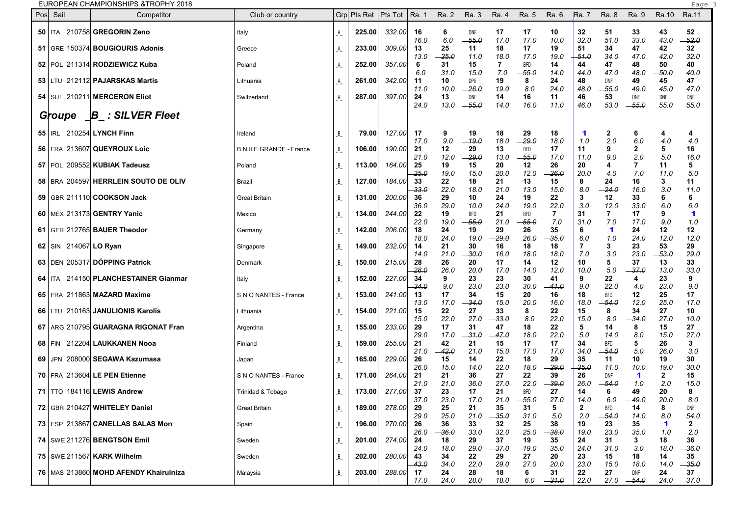EUROPEAN CHAMPIONSHIPS &TROPHY 2018

| Pos | Sail | Competitor | Club or country | Grp | Pts Ret | Pts Tot | Ra. 1 | Ra. 2 | Ra. 3 | Ra. 4 | Ra. 5 | Ra. 6 | Ra. 7 | Ra. 8 | Ra. 9 | Ra.10 | Ra.11 |
|---|---|---|---|---|---|---|---|---|---|---|---|---|---|---|---|---|---|
| 50 | ITA 210758 | **GREGORIN Zeno** | Italy | _A_ | 225.00 | 332.00 | 16 16.0 | 6 6.0 | DNF ~~55.0~~ | 17 17.0 | 17 17.0 | 10 10.0 | 32 32.0 | 51 51.0 | 33 33.0 | 43 43.0 | 52 ~~52.0~~ |
| 51 | GRE 150374 | **BOUGIOURIS Adonis** | Greece | _A_ | 233.00 | 309.00 | 13 13.0 | 25 ~~25.0~~ | 11 11.0 | 18 18.0 | 17 17.0 | 19 19.0 | 51 ~~51.0~~ | 34 34.0 | 47 47.0 | 42 42.0 | 32 32.0 |
| 52 | POL 211314 | **RODZIEWICZ Kuba** | Poland | _A_ | 252.00 | 357.00 | 6 6.0 | 31 31.0 | 15 15.0 | 7 7.0 | BFD ~~55.0~~ | 14 14.0 | 44 44.0 | 47 47.0 | 48 48.0 | 50 ~~50.0~~ | 40 40.0 |
| 53 | LTU 212112 | **PAJARSKAS Martis** | Lithuania | _A_ | 261.00 | 342.00 | 11 11.0 | 10 10.0 | DPI ~~26.0~~ | 19 19.0 | 8 8.0 | 24 24.0 | 48 48.0 | DNF ~~55.0~~ | 49 49.0 | 45 45.0 | 47 47.0 |
| 54 | SUI 210211 | **MERCERON Eliot** | Switzerland | _A_ | 287.00 | 397.00 | 24 24.0 | 13 13.0 | DNF ~~55.0~~ | 14 14.0 | 16 16.0 | 11 11.0 | 46 46.0 | 53 53.0 | DNF ~~55.0~~ | DNF 55.0 | DNF 55.0 |
| ***Groupe _B_ : SILVER Fleet*** | | | | | | | | | | | | | | | | | |
| 55 | IRL 210254 | **LYNCH Finn** | Ireland | _B_ | 79.00 | 127.00 | 17 17.0 | 9 9.0 | 19 ~~19.0~~ | 18 18.0 | 29 ~~29.0~~ | 18 18.0 | 1 1.0 | 2 2.0 | 6 6.0 | 4 4.0 | 4 4.0 |
| 56 | FRA 213607 | **QUEYROUX Loic** | B N ILE GRANDE - France | _B_ | 106.00 | 190.00 | 21 21.0 | 12 12.0 | 29 ~~29.0~~ | 13 13.0 | BFD ~~55.0~~ | 17 17.0 | 11 11.0 | 9 9.0 | 2 2.0 | 5 5.0 | 16 16.0 |
| 57 | POL 209552 | **KUBIAK Tadeusz** | Poland | _B_ | 113.00 | 164.00 | 25 ~~25.0~~ | 19 19.0 | 15 15.0 | 20 20.0 | 12 12.0 | 26 ~~26.0~~ | 20 20.0 | 4 4.0 | 7 7.0 | 11 11.0 | 5 5.0 |
| 58 | BRA 204597 | **HERRLEIN SOUTO DE OLIV** | Brazil | _B_ | 127.00 | 184.00 | 33 ~~33.0~~ | 22 22.0 | 18 18.0 | 21 21.0 | 13 13.0 | 15 15.0 | 8 8.0 | 24 ~~24.0~~ | 16 16.0 | 3 3.0 | 11 11.0 |
| 59 | GBR 211110 | **COOKSON Jack** | Great Britain | _B_ | 131.00 | 200.00 | 36 ~~36.0~~ | 29 29.0 | 10 10.0 | 24 24.0 | 19 19.0 | 22 22.0 | 3 3.0 | 12 12.0 | 33 ~~33.0~~ | 6 6.0 | 6 6.0 |
| 60 | MEX 213173 | **GENTRY Yanic** | Mexico | _B_ | 134.00 | 244.00 | 22 22.0 | 19 19.0 | BFD ~~55.0~~ | 21 21.0 | BFD ~~55.0~~ | 7 7.0 | 31 31.0 | 7 7.0 | 17 17.0 | 9 9.0 | 1 1.0 |
| 61 | GER 212765 | **BAUER Theodor** | Germany | _B_ | 142.00 | 206.00 | 18 18.0 | 24 24.0 | 19 19.0 | 29 ~~29.0~~ | 26 26.0 | 35 ~~35.0~~ | 6 6.0 | 1 1.0 | 24 24.0 | 12 12.0 | 12 12.0 |
| 62 | SIN 214067 | **LO Ryan** | Singapore | _B_ | 149.00 | 232.00 | 14 14.0 | 21 21.0 | 30 ~~30.0~~ | 16 16.0 | 18 18.0 | 18 18.0 | 7 7.0 | 3 3.0 | 23 23.0 | 53 ~~53.0~~ | 29 29.0 |
| 63 | DEN 205317 | **DÖPPING Patrick** | Denmark | _B_ | 150.00 | 215.00 | 28 ~~28.0~~ | 26 26.0 | 20 20.0 | 17 17.0 | 14 14.0 | 12 12.0 | 10 10.0 | 5 5.0 | 37 ~~37.0~~ | 13 13.0 | 33 33.0 |
| 64 | ITA 214150 | **PLANCHESTAINER Gianmar** | Italy | _B_ | 152.00 | 227.00 | 34 ~~34.0~~ | 9 9.0 | 23 23.0 | 23 23.0 | 30 30.0 | 41 ~~41.0~~ | 9 9.0 | 22 22.0 | 4 4.0 | 23 23.0 | 9 9.0 |
| 65 | FRA 211863 | **MAZARD Maxime** | S N O NANTES - France | _B_ | 153.00 | 241.00 | 13 13.0 | 17 17.0 | 34 ~~34.0~~ | 15 15.0 | 20 20.0 | 16 16.0 | 18 18.0 | BFD ~~54.0~~ | 12 12.0 | 25 25.0 | 17 17.0 |
| 66 | LTU 210163 | **JANULIONIS Karolis** | Lithuania | _B_ | 154.00 | 221.00 | 15 15.0 | 22 22.0 | 27 27.0 | 33 ~~33.0~~ | 8 8.0 | 22 22.0 | 15 15.0 | 8 8.0 | 34 ~~34.0~~ | 27 27.0 | 10 10.0 |
| 67 | ARG 210795 | **GUARAGNA RIGONAT Fran** | Argentina | _B_ | 155.00 | 233.00 | 29 29.0 | 17 17.0 | 31 ~~31.0~~ | 47 ~~47.0~~ | 18 18.0 | 22 22.0 | 5 5.0 | 14 14.0 | 8 8.0 | 15 15.0 | 27 27.0 |
| 68 | FIN 212204 | **LAUKKANEN Nooa** | Finland | _B_ | 159.00 | 255.00 | 21 21.0 | 42 ~~42.0~~ | 21 21.0 | 15 15.0 | 17 17.0 | 17 17.0 | 34 34.0 | BFD ~~54.0~~ | 5 5.0 | 26 26.0 | 3 3.0 |
| 69 | JPN 208000 | **SEGAWA Kazumasa** | Japan | _B_ | 165.00 | 229.00 | 26 26.0 | 15 15.0 | 14 14.0 | 22 22.0 | 18 18.0 | 29 ~~29.0~~ | 35 ~~35.0~~ | 11 11.0 | 10 10.0 | 19 19.0 | 30 30.0 |
| 70 | FRA 213604 | **LE PEN Etienne** | S N O NANTES - France | _B_ | 171.00 | 264.00 | 21 21.0 | 21 21.0 | 36 36.0 | 27 27.0 | 22 22.0 | 39 ~~39.0~~ | 26 26.0 | DNF ~~54.0~~ | 1 1.0 | 2 2.0 | 15 15.0 |
| 71 | TTO 184116 | **LEWIS Andrew** | Trinidad & Tobago | _B_ | 173.00 | 277.00 | 37 37.0 | 23 23.0 | 17 17.0 | 21 21.0 | BFD ~~55.0~~ | 27 27.0 | 14 14.0 | 6 6.0 | 49 ~~49.0~~ | 20 20.0 | 8 8.0 |
| 72 | GBR 210427 | **WHITELEY Daniel** | Great Britain | _B_ | 189.00 | 278.00 | 29 29.0 | 25 25.0 | 21 21.0 | 35 ~~35.0~~ | 31 31.0 | 5 5.0 | 2 2.0 | BFD ~~54.0~~ | 14 14.0 | 8 8.0 | DNF 54.0 |
| 73 | ESP 213867 | **CANELLAS SALAS Mon** | Spain | _B_ | 196.00 | 270.00 | 26 26.0 | 36 ~~36.0~~ | 33 33.0 | 32 32.0 | 25 25.0 | 38 ~~38.0~~ | 19 19.0 | 23 23.0 | 35 35.0 | 1 1.0 | 2 2.0 |
| 74 | SWE 211276 | **BENGTSON Emil** | Sweden | _B_ | 201.00 | 274.00 | 24 24.0 | 18 18.0 | 29 29.0 | 37 ~~37.0~~ | 19 19.0 | 35 35.0 | 24 24.0 | 31 31.0 | 3 3.0 | 18 18.0 | 36 ~~36.0~~ |
| 75 | SWE 211567 | **KARK Wilhelm** | Sweden | _B_ | 202.00 | 280.00 | 43 ~~43.0~~ | 34 34.0 | 22 22.0 | 29 29.0 | 27 27.0 | 20 20.0 | 23 23.0 | 15 15.0 | 18 18.0 | 14 14.0 | 35 ~~35.0~~ |
| 76 | MAS 213860 | **MOHD AFENDY Khairulniza** | Malaysia | _B_ | 203.00 | 288.00 | 17 17.0 | 24 24.0 | 28 28.0 | 18 18.0 | 6 6.0 | 31 ~~31.0~~ | 22 22.0 | 27 27.0 | DNF ~~54.0~~ | 24 24.0 | 37 37.0 |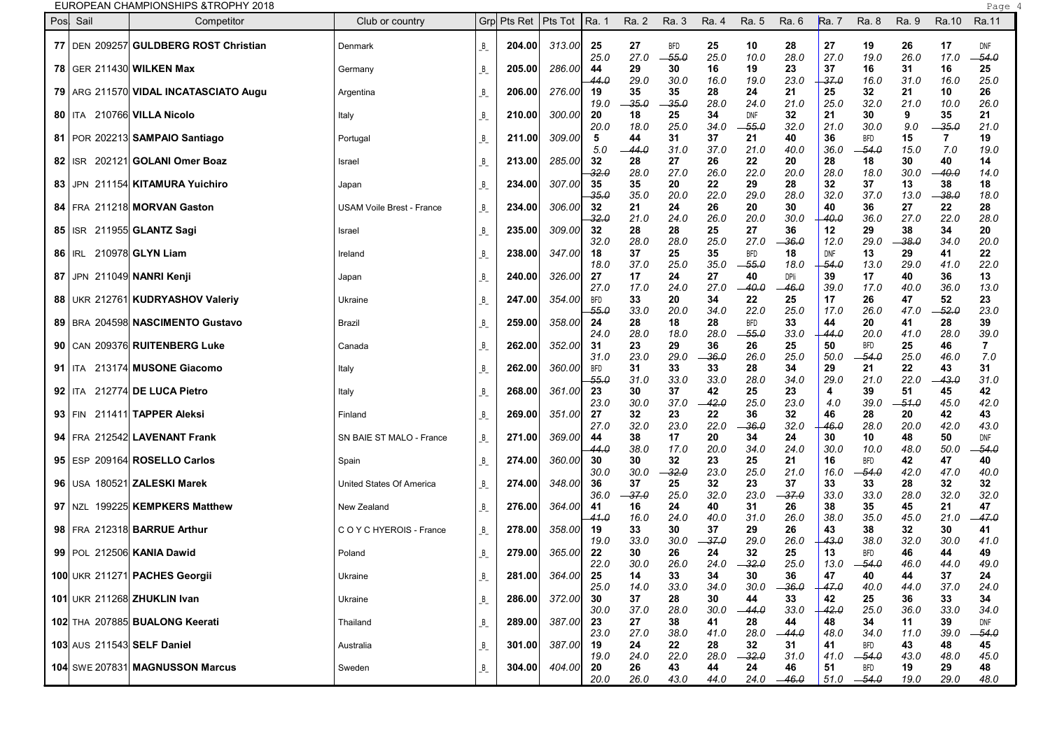EUROPEAN CHAMPIONSHIPS &TROPHY 2018

| Pos | Sail | Competitor | Club or country | Grp | Pts Ret | Pts Tot | Ra. 1 | Ra. 2 | Ra. 3 | Ra. 4 | Ra. 5 | Ra. 6 | Ra. 7 | Ra. 8 | Ra. 9 | Ra.10 | Ra.11 |
|---|---|---|---|---|---|---|---|---|---|---|---|---|---|---|---|---|---|
| 77 | DEN 209257 | **GULDBERG ROST Christian** | Denmark | B | 204.00 | 313.00 | 25<br>25.0 | 27<br>27.0 | BFD<br>~~55.0~~ | 25<br>25.0 | 10<br>10.0 | 28<br>28.0 | 27<br>27.0 | 19<br>19.0 | 26<br>26.0 | 17<br>17.0 | DNF<br>~~54.0~~ |
| 78 | GER 211430 | **WILKEN Max** | Germany | B | 205.00 | 286.00 | 44<br>~~44.0~~ | 29<br>29.0 | 30<br>30.0 | 16<br>16.0 | 19<br>19.0 | 23<br>23.0 | 37<br>~~37.0~~ | 16<br>16.0 | 31<br>31.0 | 16<br>16.0 | 25<br>25.0 |
| 79 | ARG 211570 | **VIDAL INCATASCIATO Augu** | Argentina | B | 206.00 | 276.00 | 19<br>19.0 | 35<br>~~35.0~~ | 35<br>~~35.0~~ | 28<br>28.0 | 24<br>24.0 | 21<br>21.0 | 25<br>25.0 | 32<br>32.0 | 21<br>21.0 | 10<br>10.0 | 26<br>26.0 |
| 80 | ITA 210766 | **VILLA Nicolo** | Italy | B | 210.00 | 300.00 | 20<br>20.0 | 18<br>18.0 | 25<br>25.0 | 34<br>34.0 | DNF<br>~~55.0~~ | 32<br>32.0 | 21<br>21.0 | 30<br>30.0 | 9<br>9.0 | 35<br>~~35.0~~ | 21<br>21.0 |
| 81 | POR 202213 | **SAMPAIO Santiago** | Portugal | B | 211.00 | 309.00 | 5<br>5.0 | 44<br>~~44.0~~ | 31<br>31.0 | 37<br>37.0 | 21<br>21.0 | 40<br>40.0 | 36<br>36.0 | BFD<br>~~54.0~~ | 15<br>15.0 | 7<br>7.0 | 19<br>19.0 |
| 82 | ISR 202121 | **GOLANI Omer Boaz** | Israel | B | 213.00 | 285.00 | 32<br>~~32.0~~ | 28<br>28.0 | 27<br>27.0 | 26<br>26.0 | 22<br>22.0 | 20<br>20.0 | 28<br>28.0 | 18<br>18.0 | 30<br>30.0 | 40<br>~~40.0~~ | 14<br>14.0 |
| 83 | JPN 211154 | **KITAMURA Yuichiro** | Japan | B | 234.00 | 307.00 | 35<br>~~35.0~~ | 35<br>35.0 | 20<br>20.0 | 22<br>22.0 | 29<br>29.0 | 28<br>28.0 | 32<br>32.0 | 37<br>37.0 | 13<br>13.0 | 38<br>~~38.0~~ | 18<br>18.0 |
| 84 | FRA 211218 | **MORVAN Gaston** | USAM Voile Brest - France | B | 234.00 | 306.00 | 32<br>~~32.0~~ | 21<br>21.0 | 24<br>24.0 | 26<br>26.0 | 20<br>20.0 | 30<br>30.0 | 40<br>~~40.0~~ | 36<br>36.0 | 27<br>27.0 | 22<br>22.0 | 28<br>28.0 |
| 85 | ISR 211955 | **GLANTZ Sagi** | Israel | B | 235.00 | 309.00 | 32<br>32.0 | 28<br>28.0 | 28<br>28.0 | 25<br>25.0 | 27<br>27.0 | 36<br>~~36.0~~ | 12<br>12.0 | 29<br>29.0 | 38<br>~~38.0~~ | 34<br>34.0 | 20<br>20.0 |
| 86 | IRL 210978 | **GLYN Liam** | Ireland | B | 238.00 | 347.00 | 18<br>18.0 | 37<br>37.0 | 25<br>25.0 | 35<br>35.0 | BFD<br>~~55.0~~ | 18<br>18.0 | DNF<br>~~54.0~~ | 13<br>13.0 | 29<br>29.0 | 41<br>41.0 | 22<br>22.0 |
| 87 | JPN 211049 | **NANRI Kenji** | Japan | B | 240.00 | 326.00 | 27<br>27.0 | 17<br>17.0 | 24<br>24.0 | 27<br>27.0 | 40<br>~~40.0~~ | DPIi<br>~~46.0~~ | 39<br>39.0 | 17<br>17.0 | 40<br>40.0 | 36<br>36.0 | 13<br>13.0 |
| 88 | UKR 212761 | **KUDRYASHOV Valeriy** | Ukraine | B | 247.00 | 354.00 | BFD<br>~~55.0~~ | 33<br>33.0 | 20<br>20.0 | 34<br>34.0 | 22<br>22.0 | 25<br>25.0 | 17<br>17.0 | 26<br>26.0 | 47<br>47.0 | 52<br>~~52.0~~ | 23<br>23.0 |
| 89 | BRA 204598 | **NASCIMENTO Gustavo** | Brazil | B | 259.00 | 358.00 | 24<br>24.0 | 28<br>28.0 | 18<br>18.0 | 28<br>28.0 | BFD<br>~~55.0~~ | 33<br>33.0 | 44<br>~~44.0~~ | 20<br>20.0 | 41<br>41.0 | 28<br>28.0 | 39<br>39.0 |
| 90 | CAN 209376 | **RUITENBERG Luke** | Canada | B | 262.00 | 352.00 | 31<br>31.0 | 23<br>23.0 | 29<br>29.0 | 36<br>~~36.0~~ | 26<br>26.0 | 25<br>25.0 | 50<br>50.0 | BFD<br>~~54.0~~ | 25<br>25.0 | 46<br>46.0 | 7<br>7.0 |
| 91 | ITA 213174 | **MUSONE Giacomo** | Italy | B | 262.00 | 360.00 | BFD<br>~~55.0~~ | 31<br>31.0 | 33<br>33.0 | 33<br>33.0 | 28<br>28.0 | 34<br>34.0 | 29<br>29.0 | 21<br>21.0 | 22<br>22.0 | 43<br>~~43.0~~ | 31<br>31.0 |
| 92 | ITA 212774 | **DE LUCA Pietro** | Italy | B | 268.00 | 361.00 | 23<br>23.0 | 30<br>30.0 | 37<br>37.0 | 42<br>~~42.0~~ | 25<br>25.0 | 23<br>23.0 | 4<br>4.0 | 39<br>39.0 | 51<br>~~51.0~~ | 45<br>45.0 | 42<br>42.0 |
| 93 | FIN 211411 | **TAPPER Aleksi** | Finland | B | 269.00 | 351.00 | 27<br>27.0 | 32<br>32.0 | 23<br>23.0 | 22<br>22.0 | 36<br>~~36.0~~ | 32<br>32.0 | 46<br>~~46.0~~ | 28<br>28.0 | 20<br>20.0 | 42<br>42.0 | 43<br>43.0 |
| 94 | FRA 212542 | **LAVENANT Frank** | SN BAIE ST MALO - France | B | 271.00 | 369.00 | 44<br>~~44.0~~ | 38<br>38.0 | 17<br>17.0 | 20<br>20.0 | 34<br>34.0 | 24<br>24.0 | 30<br>30.0 | 10<br>10.0 | 48<br>48.0 | 50<br>50.0 | DNF<br>~~54.0~~ |
| 95 | ESP 209164 | **ROSELLO Carlos** | Spain | B | 274.00 | 360.00 | 30<br>30.0 | 30<br>30.0 | 32<br>~~32.0~~ | 23<br>23.0 | 25<br>25.0 | 21<br>21.0 | 16<br>16.0 | BFD<br>~~54.0~~ | 42<br>42.0 | 47<br>47.0 | 40<br>40.0 |
| 96 | USA 180521 | **ZALESKI Marek** | United States Of America | B | 274.00 | 348.00 | 36<br>36.0 | 37<br>~~37.0~~ | 25<br>25.0 | 32<br>32.0 | 23<br>23.0 | 37<br>~~37.0~~ | 33<br>33.0 | 33<br>33.0 | 28<br>28.0 | 32<br>32.0 | 32<br>32.0 |
| 97 | NZL 199225 | **KEMPKERS Matthew** | New Zealand | B | 276.00 | 364.00 | 41<br>~~41.0~~ | 16<br>16.0 | 24<br>24.0 | 40<br>40.0 | 31<br>31.0 | 26<br>26.0 | 38<br>38.0 | 35<br>35.0 | 45<br>45.0 | 21<br>21.0 | 47<br>~~47.0~~ |
| 98 | FRA 212318 | **BARRUE Arthur** | C O Y C HYEROIS - France | B | 278.00 | 358.00 | 19<br>19.0 | 33<br>33.0 | 30<br>30.0 | 37<br>~~37.0~~ | 29<br>29.0 | 26<br>26.0 | 43<br>~~43.0~~ | 38<br>38.0 | 32<br>32.0 | 30<br>30.0 | 41<br>41.0 |
| 99 | POL 212506 | **KANIA Dawid** | Poland | B | 279.00 | 365.00 | 22<br>22.0 | 30<br>30.0 | 26<br>26.0 | 24<br>24.0 | 32<br>~~32.0~~ | 25<br>25.0 | 13<br>13.0 | BFD<br>~~54.0~~ | 46<br>46.0 | 44<br>44.0 | 49<br>49.0 |
| 100 | UKR 211271 | **PACHES Georgii** | Ukraine | B | 281.00 | 364.00 | 25<br>25.0 | 14<br>14.0 | 33<br>33.0 | 34<br>34.0 | 30<br>30.0 | 36<br>~~36.0~~ | 47<br>~~47.0~~ | 40<br>40.0 | 44<br>44.0 | 37<br>37.0 | 24<br>24.0 |
| 101 | UKR 211268 | **ZHUKLIN Ivan** | Ukraine | B | 286.00 | 372.00 | 30<br>30.0 | 37<br>37.0 | 28<br>28.0 | 30<br>30.0 | 44<br>~~44.0~~ | 33<br>33.0 | 42<br>~~42.0~~ | 25<br>25.0 | 36<br>36.0 | 33<br>33.0 | 34<br>34.0 |
| 102 | THA 207885 | **BUALONG Keerati** | Thailand | B | 289.00 | 387.00 | 23<br>23.0 | 27<br>27.0 | 38<br>38.0 | 41<br>41.0 | 28<br>28.0 | 44<br>~~44.0~~ | 48<br>48.0 | 34<br>34.0 | 11<br>11.0 | 39<br>39.0 | DNF<br>~~54.0~~ |
| 103 | AUS 211543 | **SELF Daniel** | Australia | B | 301.00 | 387.00 | 19<br>19.0 | 24<br>24.0 | 22<br>22.0 | 28<br>28.0 | 32<br>~~32.0~~ | 31<br>31.0 | 41<br>41.0 | BFD<br>~~54.0~~ | 43<br>43.0 | 48<br>48.0 | 45<br>45.0 |
| 104 | SWE 207831 | **MAGNUSSON Marcus** | Sweden | B | 304.00 | 404.00 | 20<br>20.0 | 26<br>26.0 | 43<br>43.0 | 44<br>44.0 | 24<br>24.0 | 46<br>~~46.0~~ | 51<br>51.0 | BFD<br>~~54.0~~ | 19<br>19.0 | 29<br>29.0 | 48<br>48.0 |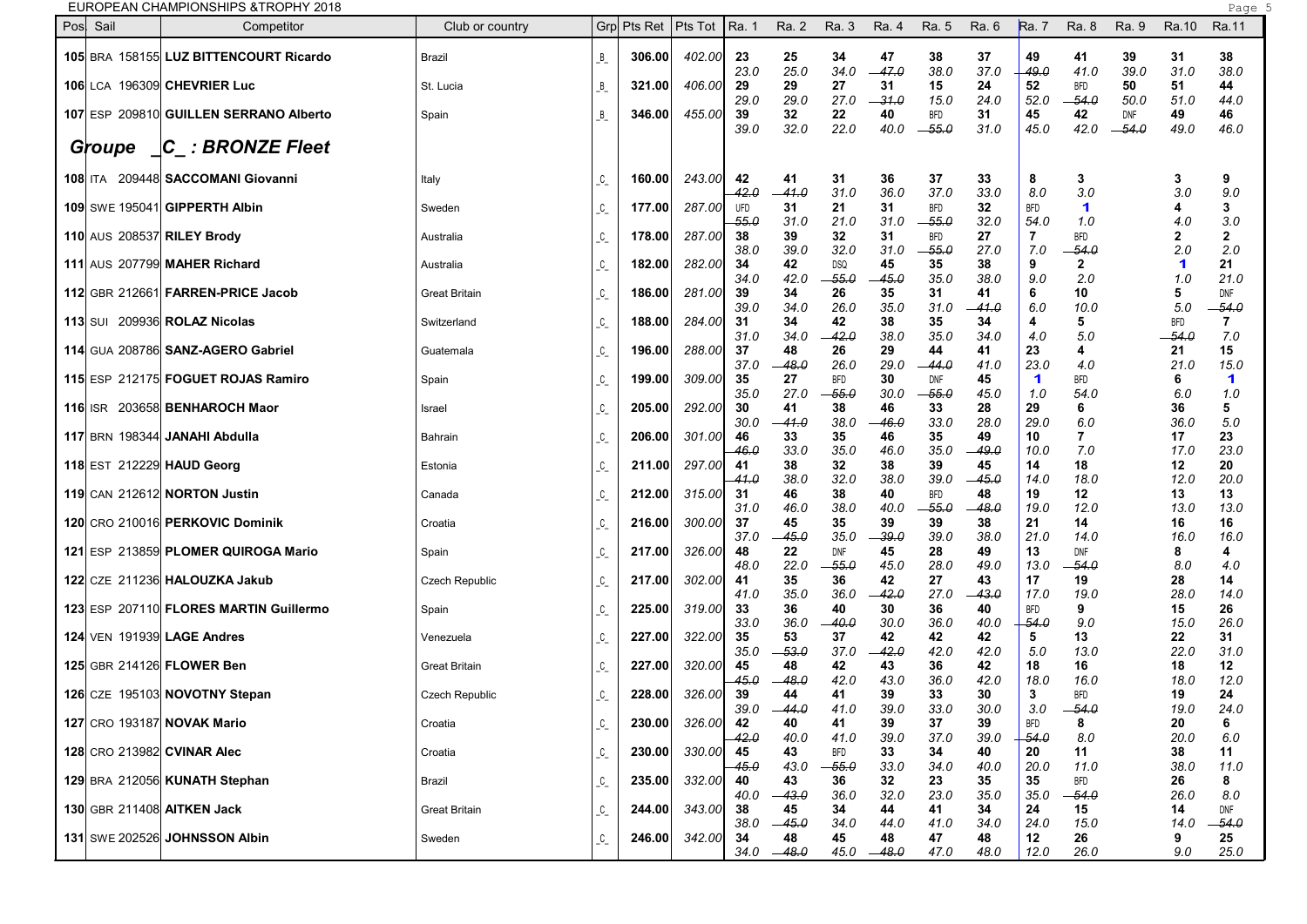| Pos | Sail | Competitor | Club or country | Grp | Pts Ret | Pts Tot | Ra. 1 | Ra. 2 | Ra. 3 | Ra. 4 | Ra. 5 | Ra. 6 | Ra. 7 | Ra. 8 | Ra. 9 | Ra.10 | Ra.11 |
|---|---|---|---|---|---|---|---|---|---|---|---|---|---|---|---|---|---|
| 105 | BRA 158155 | **LUZ BITTENCOURT Ricardo** | Brazil | _B_ | 306.00 | 402.00 | 23 | 25 | 34 | 47 | 38 | 37 | 49 | 41 | 39 | 31 | 38 |
| | | | | | | | 23.0 | 25.0 | 34.0 | ~~47.0~~ | 38.0 | 37.0 | ~~49.0~~ | 41.0 | 39.0 | 31.0 | 38.0 |
| 106 | LCA 196309 | **CHEVRIER Luc** | St. Lucia | _B_ | 321.00 | 406.00 | 29 | 29 | 27 | 31 | 15 | 24 | 52 | BFD | 50 | 51 | 44 |
| | | | | | | | 29.0 | 29.0 | 27.0 | ~~31.0~~ | 15.0 | 24.0 | 52.0 | ~~54.0~~ | 50.0 | 51.0 | 44.0 |
| 107 | ESP 209810 | **GUILLEN SERRANO Alberto** | Spain | _B_ | 346.00 | 455.00 | 39 | 32 | 22 | 40 | BFD | 31 | 45 | 42 | DNF | 49 | 46 |
| | | | | | | | 39.0 | 32.0 | 22.0 | 40.0 | ~~55.0~~ | 31.0 | 45.0 | 42.0 | ~~54.0~~ | 49.0 | 46.0 |

## *Groupe _C_ : BRONZE Fleet*

| Pos | Sail | Competitor | Club or country | Grp | Pts Ret | Pts Tot | Ra. 1 | Ra. 2 | Ra. 3 | Ra. 4 | Ra. 5 | Ra. 6 | Ra. 7 | Ra. 8 | Ra. 9 | Ra.10 | Ra.11 |
|---|---|---|---|---|---|---|---|---|---|---|---|---|---|---|---|---|---|
| 108 | ITA 209448 | **SACCOMANI Giovanni** | Italy | _C_ | 160.00 | 243.00 | 42 | 41 | 31 | 36 | 37 | 33 | 8 | 3 | | 3 | 9 |
| | | | | | | | ~~42.0~~ | ~~41.0~~ | 31.0 | 36.0 | 37.0 | 33.0 | 8.0 | 3.0 | | 3.0 | 9.0 |
| 109 | SWE 195041 | **GIPPERTH Albin** | Sweden | _C_ | 177.00 | 287.00 | UFD | 31 | 21 | 31 | BFD | 32 | BFD | 1 | | 4 | 3 |
| | | | | | | | ~~55.0~~ | 31.0 | 21.0 | 31.0 | ~~55.0~~ | 32.0 | 54.0 | 1.0 | | 4.0 | 3.0 |
| 110 | AUS 208537 | **RILEY Brody** | Australia | _C_ | 178.00 | 287.00 | 38 | 39 | 32 | 31 | BFD | 27 | 7 | BFD | | 2 | 2 |
| | | | | | | | 38.0 | 39.0 | 32.0 | 31.0 | ~~55.0~~ | 27.0 | 7.0 | ~~54.0~~ | | 2.0 | 2.0 |
| 111 | AUS 207799 | **MAHER Richard** | Australia | _C_ | 182.00 | 282.00 | 34 | 42 | DSQ | 45 | 35 | 38 | 9 | 2 | | 1 | 21 |
| | | | | | | | 34.0 | 42.0 | ~~55.0~~ | ~~45.0~~ | 35.0 | 38.0 | 9.0 | 2.0 | | 1.0 | 21.0 |
| 112 | GBR 212661 | **FARREN-PRICE Jacob** | Great Britain | _C_ | 186.00 | 281.00 | 39 | 34 | 26 | 35 | 31 | 41 | 6 | 10 | | 5 | DNF |
| | | | | | | | 39.0 | 34.0 | 26.0 | 35.0 | 31.0 | ~~41.0~~ | 6.0 | 10.0 | | 5.0 | ~~54.0~~ |
| 113 | SUI 209936 | **ROLAZ Nicolas** | Switzerland | _C_ | 188.00 | 284.00 | 31 | 34 | 42 | 38 | 35 | 34 | 4 | 5 | | BFD | 7 |
| | | | | | | | 31.0 | 34.0 | ~~42.0~~ | 38.0 | 35.0 | 34.0 | 4.0 | 5.0 | | ~~54.0~~ | 7.0 |
| 114 | GUA 208786 | **SANZ-AGERO Gabriel** | Guatemala | _C_ | 196.00 | 288.00 | 37 | 48 | 26 | 29 | 44 | 41 | 23 | 4 | | 21 | 15 |
| | | | | | | | 37.0 | ~~48.0~~ | 26.0 | 29.0 | ~~44.0~~ | 41.0 | 23.0 | 4.0 | | 21.0 | 15.0 |
| 115 | ESP 212175 | **FOGUET ROJAS Ramiro** | Spain | _C_ | 199.00 | 309.00 | 35 | 27 | BFD | 30 | DNF | 45 | 1 | BFD | | 6 | 1 |
| | | | | | | | 35.0 | 27.0 | ~~55.0~~ | 30.0 | ~~55.0~~ | 45.0 | 1.0 | 54.0 | | 6.0 | 1.0 |
| 116 | ISR 203658 | **BENHAROCH Maor** | Israel | _C_ | 205.00 | 292.00 | 30 | 41 | 38 | 46 | 33 | 28 | 29 | 6 | | 36 | 5 |
| | | | | | | | 30.0 | ~~41.0~~ | 38.0 | ~~46.0~~ | 33.0 | 28.0 | 29.0 | 6.0 | | 36.0 | 5.0 |
| 117 | BRN 198344 | **JANAHI Abdulla** | Bahrain | _C_ | 206.00 | 301.00 | 46 | 33 | 35 | 46 | 35 | 49 | 10 | 7 | | 17 | 23 |
| | | | | | | | ~~46.0~~ | 33.0 | 35.0 | 46.0 | 35.0 | ~~49.0~~ | 10.0 | 7.0 | | 17.0 | 23.0 |
| 118 | EST 212229 | **HAUD Georg** | Estonia | _C_ | 211.00 | 297.00 | 41 | 38 | 32 | 38 | 39 | 45 | 14 | 18 | | 12 | 20 |
| | | | | | | | ~~41.0~~ | 38.0 | 32.0 | 38.0 | 39.0 | ~~45.0~~ | 14.0 | 18.0 | | 12.0 | 20.0 |
| 119 | CAN 212612 | **NORTON Justin** | Canada | _C_ | 212.00 | 315.00 | 31 | 46 | 38 | 40 | BFD | 48 | 19 | 12 | | 13 | 13 |
| | | | | | | | 31.0 | 46.0 | 38.0 | 40.0 | ~~55.0~~ | ~~48.0~~ | 19.0 | 12.0 | | 13.0 | 13.0 |
| 120 | CRO 210016 | **PERKOVIC Dominik** | Croatia | _C_ | 216.00 | 300.00 | 37 | 45 | 35 | 39 | 39 | 38 | 21 | 14 | | 16 | 16 |
| | | | | | | | 37.0 | ~~45.0~~ | 35.0 | ~~39.0~~ | 39.0 | 38.0 | 21.0 | 14.0 | | 16.0 | 16.0 |
| 121 | ESP 213859 | **PLOMER QUIROGA Mario** | Spain | _C_ | 217.00 | 326.00 | 48 | 22 | DNF | 45 | 28 | 49 | 13 | DNF | | 8 | 4 |
| | | | | | | | 48.0 | 22.0 | ~~55.0~~ | 45.0 | 28.0 | 49.0 | 13.0 | ~~54.0~~ | | 8.0 | 4.0 |
| 122 | CZE 211236 | **HALOUZKA Jakub** | Czech Republic | _C_ | 217.00 | 302.00 | 41 | 35 | 36 | 42 | 27 | 43 | 17 | 19 | | 28 | 14 |
| | | | | | | | 41.0 | 35.0 | 36.0 | ~~42.0~~ | 27.0 | ~~43.0~~ | 17.0 | 19.0 | | 28.0 | 14.0 |
| 123 | ESP 207110 | **FLORES MARTIN Guillermo** | Spain | _C_ | 225.00 | 319.00 | 33 | 36 | 40 | 30 | 36 | 40 | BFD | 9 | | 15 | 26 |
| | | | | | | | 33.0 | 36.0 | ~~40.0~~ | 30.0 | 36.0 | 40.0 | ~~54.0~~ | 9.0 | | 15.0 | 26.0 |
| 124 | VEN 191939 | **LAGE Andres** | Venezuela | _C_ | 227.00 | 322.00 | 35 | 53 | 37 | 42 | 42 | 42 | 5 | 13 | | 22 | 31 |
| | | | | | | | 35.0 | ~~53.0~~ | 37.0 | ~~42.0~~ | 42.0 | 42.0 | 5.0 | 13.0 | | 22.0 | 31.0 |
| 125 | GBR 214126 | **FLOWER Ben** | Great Britain | _C_ | 227.00 | 320.00 | 45 | 48 | 42 | 43 | 36 | 42 | 18 | 16 | | 18 | 12 |
| | | | | | | | ~~45.0~~ | ~~48.0~~ | 42.0 | 43.0 | 36.0 | 42.0 | 18.0 | 16.0 | | 18.0 | 12.0 |
| 126 | CZE 195103 | **NOVOTNY Stepan** | Czech Republic | _C_ | 228.00 | 326.00 | 39 | 44 | 41 | 39 | 33 | 30 | 3 | BFD | | 19 | 24 |
| | | | | | | | 39.0 | ~~44.0~~ | 41.0 | 39.0 | 33.0 | 30.0 | 3.0 | ~~54.0~~ | | 19.0 | 24.0 |
| 127 | CRO 193187 | **NOVAK Mario** | Croatia | _C_ | 230.00 | 326.00 | 42 | 40 | 41 | 39 | 37 | 39 | BFD | 8 | | 20 | 6 |
| | | | | | | | ~~42.0~~ | 40.0 | 41.0 | 39.0 | 37.0 | 39.0 | ~~54.0~~ | 8.0 | | 20.0 | 6.0 |
| 128 | CRO 213982 | **CVINAR Alec** | Croatia | _C_ | 230.00 | 330.00 | 45 | 43 | BFD | 33 | 34 | 40 | 20 | 11 | | 38 | 11 |
| | | | | | | | ~~45.0~~ | 43.0 | ~~55.0~~ | 33.0 | 34.0 | 40.0 | 20.0 | 11.0 | | 38.0 | 11.0 |
| 129 | BRA 212056 | **KUNATH Stephan** | Brazil | _C_ | 235.00 | 332.00 | 40 | 43 | 36 | 32 | 23 | 35 | 35 | BFD | | 26 | 8 |
| | | | | | | | 40.0 | ~~43.0~~ | 36.0 | 32.0 | 23.0 | 35.0 | 35.0 | ~~54.0~~ | | 26.0 | 8.0 |
| 130 | GBR 211408 | **AITKEN Jack** | Great Britain | _C_ | 244.00 | 343.00 | 38 | 45 | 34 | 44 | 41 | 34 | 24 | 15 | | 14 | DNF |
| | | | | | | | 38.0 | ~~45.0~~ | 34.0 | 44.0 | 41.0 | 34.0 | 24.0 | 15.0 | | 14.0 | ~~54.0~~ |
| 131 | SWE 202526 | **JOHNSSON Albin** | Sweden | _C_ | 246.00 | 342.00 | 34 | 48 | 45 | 48 | 47 | 48 | 12 | 26 | | 9 | 25 |
| | | | | | | | 34.0 | ~~48.0~~ | 45.0 | ~~48.0~~ | 47.0 | 48.0 | 12.0 | 26.0 | | 9.0 | 25.0 |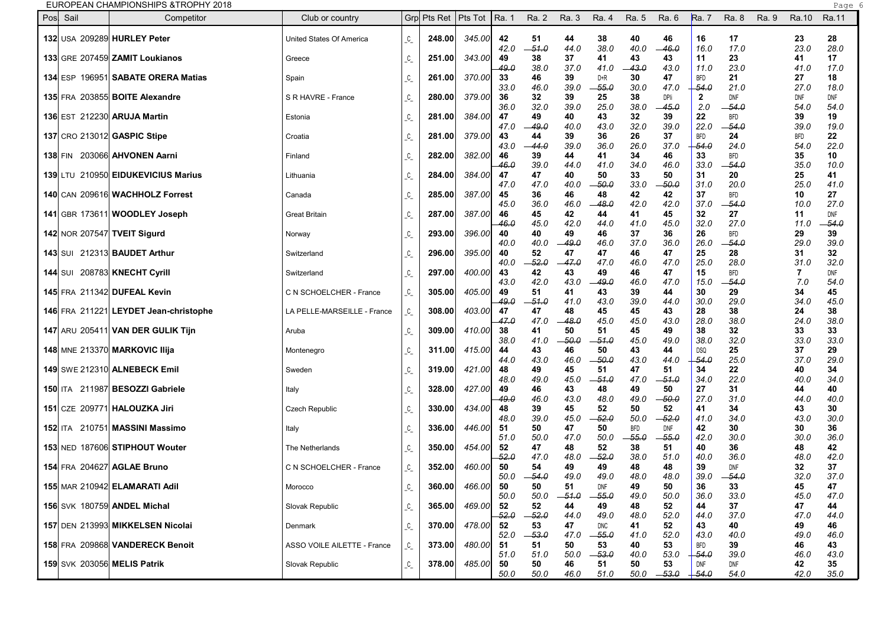# EUROPEAN CHAMPIONSHIPS &TROPHY 2018

| Pos | Sail | Competitor | Club or country | Grp | Pts Ret | Pts Tot | Ra. 1 | Ra. 2 | Ra. 3 | Ra. 4 | Ra. 5 | Ra. 6 | Ra. 7 | Ra. 8 | Ra. 9 | Ra.10 | Ra.11 |
|---|---|---|---|---|---|---|---|---|---|---|---|---|---|---|---|---|---|
| 132 | USA 209289 | **HURLEY Peter** | United States Of America | _C_ | 248.00 | 345.00 | 42 42.0 | 51 -51.0 | 44 44.0 | 38 38.0 | 40 40.0 | 46 -46.0 | 16 16.0 | 17 17.0 | | 23 23.0 | 28 28.0 |
| 133 | GRE 207459 | **ZAMIT Loukianos** | Greece | _C_ | 251.00 | 343.00 | 49 -49.0 | 38 38.0 | 37 37.0 | 41 41.0 | 43 -43.0 | 43 43.0 | 11 11.0 | 23 23.0 | | 41 41.0 | 17 17.0 |
| 134 | ESP 196951 | **SABATE ORERA Matias** | Spain | _C_ | 261.00 | 370.00 | 33 33.0 | 46 46.0 | 39 39.0 | D+R -55.0 | 30 30.0 | 47 47.0 | BFD -54.0 | 21 21.0 | | 27 27.0 | 18 18.0 |
| 135 | FRA 203855 | **BOITE Alexandre** | S R HAVRE - France | _C_ | 280.00 | 379.00 | 36 36.0 | 32 32.0 | 39 39.0 | 25 25.0 | 38 38.0 | DPIi -45.0 | 2 2.0 | DNF -54.0 | | DNF 54.0 | DNF 54.0 |
| 136 | EST 212230 | **ARUJA Martin** | Estonia | _C_ | 281.00 | 384.00 | 47 47.0 | 49 -49.0 | 40 40.0 | 43 43.0 | 32 32.0 | 39 39.0 | 22 22.0 | BFD -54.0 | | 39 39.0 | 19 19.0 |
| 137 | CRO 213012 | **GASPIC Stipe** | Croatia | _C_ | 281.00 | 379.00 | 43 43.0 | 44 -44.0 | 39 39.0 | 36 36.0 | 26 26.0 | 37 37.0 | BFD -54.0 | 24 24.0 | | BFD 54.0 | 22 22.0 |
| 138 | FIN 203066 | **AHVONEN Aarni** | Finland | _C_ | 282.00 | 382.00 | 46 -46.0 | 39 39.0 | 44 44.0 | 41 41.0 | 34 34.0 | 46 46.0 | 33 33.0 | BFD -54.0 | | 35 35.0 | 10 10.0 |
| 139 | LTU 210950 | **EIDUKEVICIUS Marius** | Lithuania | _C_ | 284.00 | 384.00 | 47 47.0 | 47 47.0 | 40 40.0 | 50 -50.0 | 33 33.0 | 50 -50.0 | 31 31.0 | 20 20.0 | | 25 25.0 | 41 41.0 |
| 140 | CAN 209616 | **WACHHOLZ Forrest** | Canada | _C_ | 285.00 | 387.00 | 45 45.0 | 36 36.0 | 46 46.0 | 48 -48.0 | 42 42.0 | 42 42.0 | 37 37.0 | BFD -54.0 | | 10 10.0 | 27 27.0 |
| 141 | GBR 173611 | **WOODLEY Joseph** | Great Britain | _C_ | 287.00 | 387.00 | 46 -46.0 | 45 45.0 | 42 42.0 | 44 44.0 | 41 41.0 | 45 45.0 | 32 32.0 | 27 27.0 | | 11 11.0 | DNF -54.0 |
| 142 | NOR 207547 | **TVEIT Sigurd** | Norway | _C_ | 293.00 | 396.00 | 40 40.0 | 40 40.0 | 49 -49.0 | 46 46.0 | 37 37.0 | 36 36.0 | 26 26.0 | BFD -54.0 | | 29 29.0 | 39 39.0 |
| 143 | SUI 212313 | **BAUDET Arthur** | Switzerland | _C_ | 296.00 | 395.00 | 40 40.0 | 52 -52.0 | 47 -47.0 | 47 47.0 | 46 46.0 | 47 47.0 | 25 25.0 | 28 28.0 | | 31 31.0 | 32 32.0 |
| 144 | SUI 208783 | **KNECHT Cyrill** | Switzerland | _C_ | 297.00 | 400.00 | 43 43.0 | 42 42.0 | 43 43.0 | 49 -49.0 | 46 46.0 | 47 47.0 | 15 15.0 | BFD -54.0 | | 7 7.0 | DNF 54.0 |
| 145 | FRA 211342 | **DUFEAL Kevin** | C N SCHOELCHER - France | _C_ | 305.00 | 405.00 | 49 -49.0 | 51 -51.0 | 41 41.0 | 43 43.0 | 39 39.0 | 44 44.0 | 30 30.0 | 29 29.0 | | 34 34.0 | 45 45.0 |
| 146 | FRA 211221 | **LEYDET Jean-christophe** | LA PELLE-MARSEILLE - France | _C_ | 308.00 | 403.00 | 47 -47.0 | 47 47.0 | 48 -48.0 | 45 45.0 | 45 45.0 | 43 43.0 | 28 28.0 | 38 38.0 | | 24 24.0 | 38 38.0 |
| 147 | ARU 205411 | **VAN DER GULIK Tijn** | Aruba | _C_ | 309.00 | 410.00 | 38 38.0 | 41 41.0 | 50 -50.0 | 51 -51.0 | 45 45.0 | 49 49.0 | 38 38.0 | 32 32.0 | | 33 33.0 | 33 33.0 |
| 148 | MNE 213370 | **MARKOVIC Ilija** | Montenegro | _C_ | 311.00 | 415.00 | 44 44.0 | 43 43.0 | 46 46.0 | 50 -50.0 | 43 43.0 | 44 44.0 | DSQ -54.0 | 25 25.0 | | 37 37.0 | 29 29.0 |
| 149 | SWE 212310 | **ALNEBECK Emil** | Sweden | _C_ | 319.00 | 421.00 | 48 48.0 | 49 49.0 | 45 45.0 | 51 -51.0 | 47 47.0 | 51 -51.0 | 34 34.0 | 22 22.0 | | 40 40.0 | 34 34.0 |
| 150 | ITA 211987 | **BESOZZI Gabriele** | Italy | _C_ | 328.00 | 427.00 | 49 -49.0 | 46 46.0 | 43 43.0 | 48 48.0 | 49 49.0 | 50 -50.0 | 27 27.0 | 31 31.0 | | 44 44.0 | 40 40.0 |
| 151 | CZE 209771 | **HALOUZKA Jiri** | Czech Republic | _C_ | 330.00 | 434.00 | 48 48.0 | 39 39.0 | 45 45.0 | 52 -52.0 | 50 50.0 | 52 -52.0 | 41 41.0 | 34 34.0 | | 43 43.0 | 30 30.0 |
| 152 | ITA 210751 | **MASSINI Massimo** | Italy | _C_ | 336.00 | 446.00 | 51 51.0 | 50 50.0 | 47 47.0 | 50 50.0 | BFD -55.0 | DNF -55.0 | 42 42.0 | 30 30.0 | | 30 30.0 | 36 36.0 |
| 153 | NED 187606 | **STIPHOUT Wouter** | The Netherlands | _C_ | 350.00 | 454.00 | 52 -52.0 | 47 47.0 | 48 48.0 | 52 -52.0 | 38 38.0 | 51 51.0 | 40 40.0 | 36 36.0 | | 48 48.0 | 42 42.0 |
| 154 | FRA 204627 | **AGLAE Bruno** | C N SCHOELCHER - France | _C_ | 352.00 | 460.00 | 50 50.0 | 54 -54.0 | 49 49.0 | 49 49.0 | 48 48.0 | 48 48.0 | 39 39.0 | DNF -54.0 | | 32 32.0 | 37 37.0 |
| 155 | MAR 210942 | **ELAMARATI Adil** | Morocco | _C_ | 360.00 | 466.00 | 50 50.0 | 50 50.0 | 51 -51.0 | DNF -55.0 | 49 49.0 | 50 50.0 | 36 36.0 | 33 33.0 | | 45 45.0 | 47 47.0 |
| 156 | SVK 180759 | **ANDEL Michal** | Slovak Republic | _C_ | 365.00 | 469.00 | 52 -52.0 | 52 -52.0 | 44 44.0 | 49 49.0 | 48 48.0 | 52 52.0 | 44 44.0 | 37 37.0 | | 47 47.0 | 44 44.0 |
| 157 | DEN 213993 | **MIKKELSEN Nicolai** | Denmark | _C_ | 370.00 | 478.00 | 52 52.0 | 53 -53.0 | 47 47.0 | DNC -55.0 | 41 41.0 | 52 52.0 | 43 43.0 | 40 40.0 | | 49 49.0 | 46 46.0 |
| 158 | FRA 209868 | **VANDERECK Benoit** | ASSO VOILE AILETTE - France | _C_ | 373.00 | 480.00 | 51 51.0 | 51 51.0 | 50 50.0 | 53 -53.0 | 40 40.0 | 53 53.0 | BFD -54.0 | 39 39.0 | | 46 46.0 | 43 43.0 |
| 159 | SVK 203056 | **MELIS Patrik** | Slovak Republic | _C_ | 378.00 | 485.00 | 50 50.0 | 50 50.0 | 46 46.0 | 51 51.0 | 50 50.0 | 53 -53.0 | DNF -54.0 | DNF 54.0 | | 42 42.0 | 35 35.0 |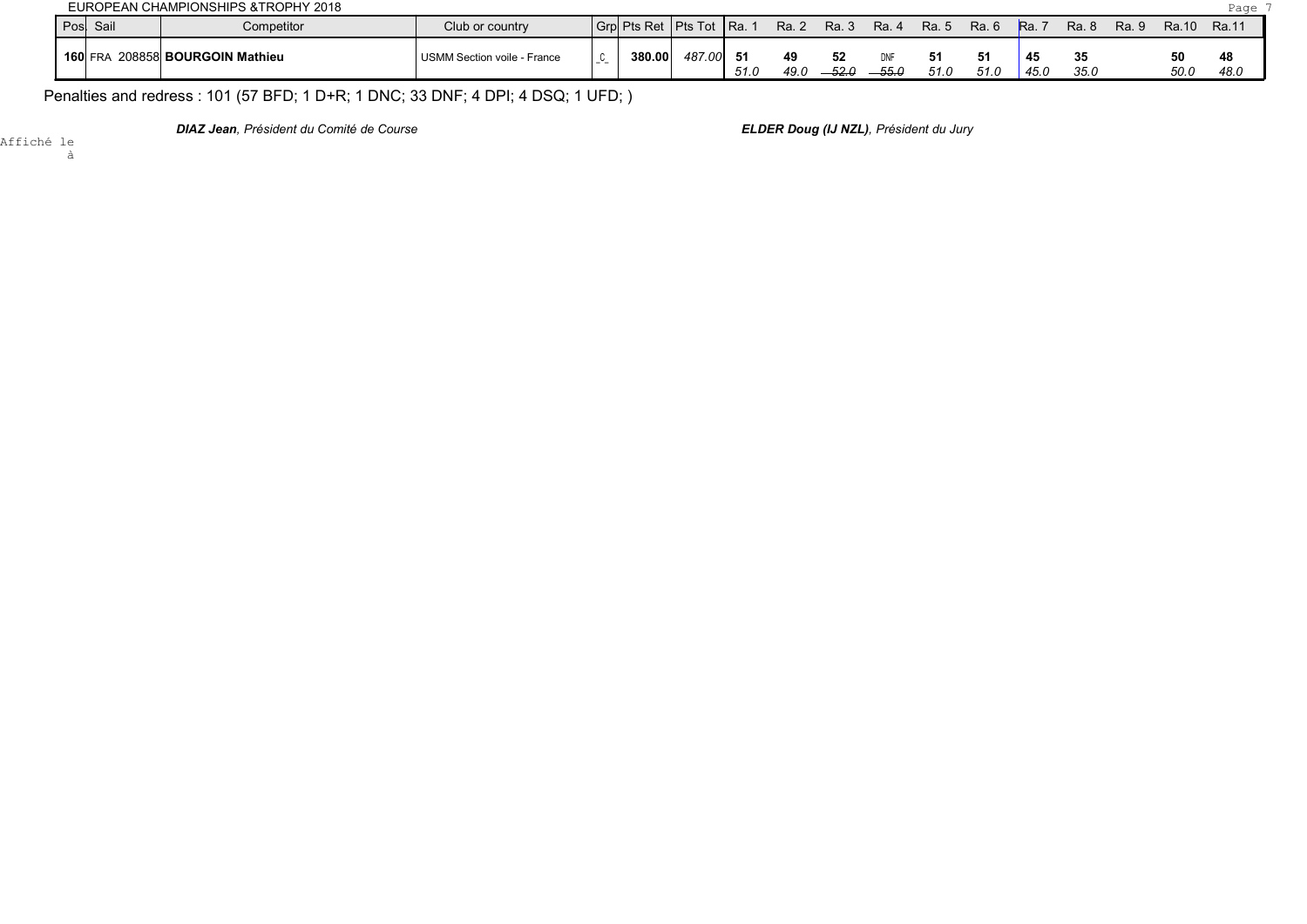EUROPEAN CHAMPIONSHIPS &TROPHY 2018

| Pos | Sail | Competitor | Club or country | Grp | Pts Ret | Pts Tot | Ra. 1 | Ra. 2 | Ra. 3 | Ra. 4 | Ra. 5 | Ra. 6 | Ra. 7 | Ra. 8 | Ra. 9 | Ra.10 | Ra.11 |
|---|---|---|---|---|---|---|---|---|---|---|---|---|---|---|---|---|---|
| 160 | FRA 208858 | **BOURGOIN Mathieu** | USMM Section voile - France | _C_ | 380.00 | 487.00 | 51 51.0 | 49 49.0 | 52 ~~52.0~~ | DNF ~~55.0~~ | 51 51.0 | 51 51.0 | 45 45.0 | 35 35.0 | | 50 50.0 | 48 48.0 |

Penalties and redress : 101 (57 BFD; 1 D+R; 1 DNC; 33 DNF; 4 DPI; 4 DSQ; 1 UFD; )

***DIAZ Jean**, Président du Comité de Course*

***ELDER Doug (IJ NZL)**, Président du Jury*

Affiché le
à